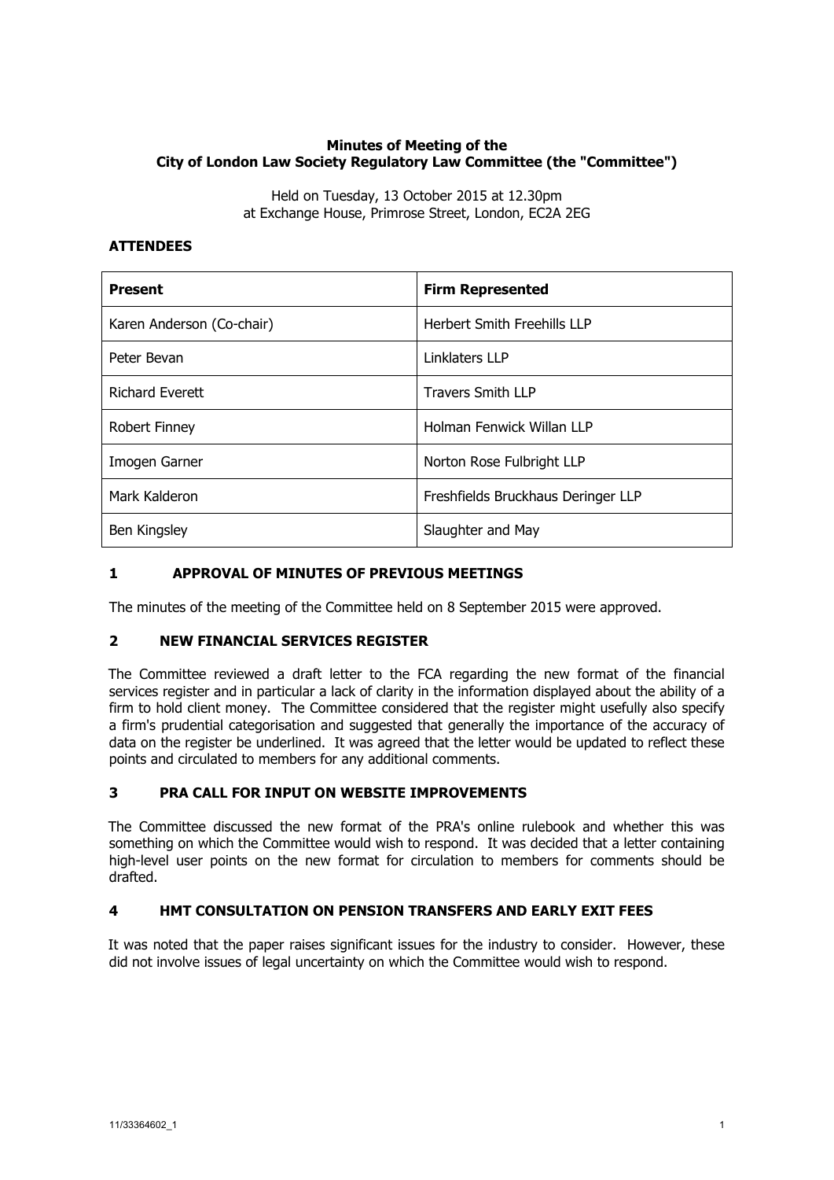**Minutes of Meeting of the**
**City of London Law Society Regulatory Law Committee (the "Committee")**

Held on Tuesday, 13 October 2015 at 12.30pm
at Exchange House, Primrose Street, London, EC2A 2EG

## ATTENDEES

| Present | Firm Represented |
|---|---|
| Karen Anderson (Co-chair) | Herbert Smith Freehills LLP |
| Peter Bevan | Linklaters LLP |
| Richard Everett | Travers Smith LLP |
| Robert Finney | Holman Fenwick Willan LLP |
| Imogen Garner | Norton Rose Fulbright LLP |
| Mark Kalderon | Freshfields Bruckhaus Deringer LLP |
| Ben Kingsley | Slaughter and May |

## 1 APPROVAL OF MINUTES OF PREVIOUS MEETINGS

The minutes of the meeting of the Committee held on 8 September 2015 were approved.

## 2 NEW FINANCIAL SERVICES REGISTER

The Committee reviewed a draft letter to the FCA regarding the new format of the financial services register and in particular a lack of clarity in the information displayed about the ability of a firm to hold client money. The Committee considered that the register might usefully also specify a firm's prudential categorisation and suggested that generally the importance of the accuracy of data on the register be underlined. It was agreed that the letter would be updated to reflect these points and circulated to members for any additional comments.

## 3 PRA CALL FOR INPUT ON WEBSITE IMPROVEMENTS

The Committee discussed the new format of the PRA's online rulebook and whether this was something on which the Committee would wish to respond. It was decided that a letter containing high-level user points on the new format for circulation to members for comments should be drafted.

## 4 HMT CONSULTATION ON PENSION TRANSFERS AND EARLY EXIT FEES

It was noted that the paper raises significant issues for the industry to consider. However, these did not involve issues of legal uncertainty on which the Committee would wish to respond.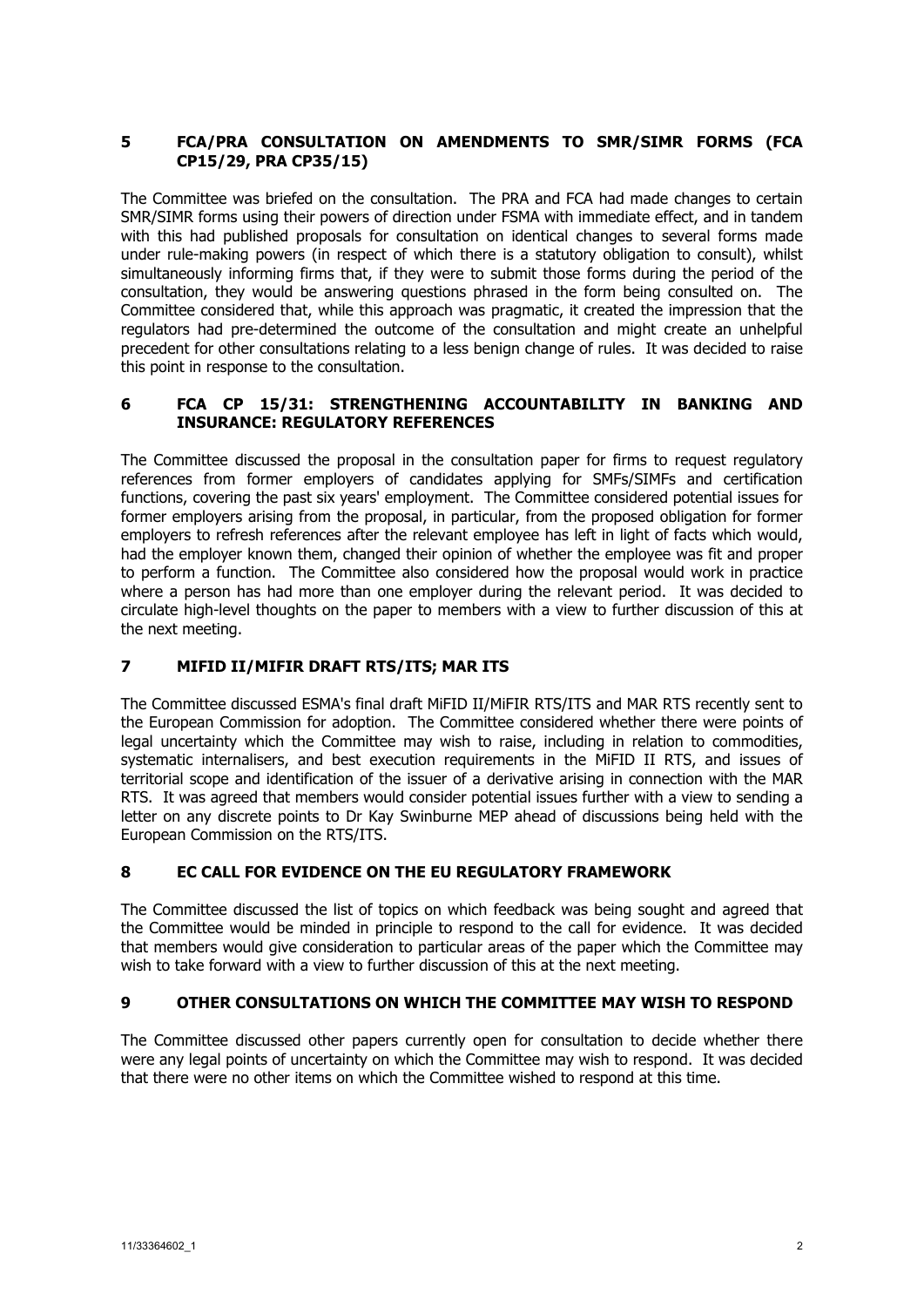## 5 FCA/PRA CONSULTATION ON AMENDMENTS TO SMR/SIMR FORMS (FCA CP15/29, PRA CP35/15)

The Committee was briefed on the consultation. The PRA and FCA had made changes to certain SMR/SIMR forms using their powers of direction under FSMA with immediate effect, and in tandem with this had published proposals for consultation on identical changes to several forms made under rule-making powers (in respect of which there is a statutory obligation to consult), whilst simultaneously informing firms that, if they were to submit those forms during the period of the consultation, they would be answering questions phrased in the form being consulted on. The Committee considered that, while this approach was pragmatic, it created the impression that the regulators had pre-determined the outcome of the consultation and might create an unhelpful precedent for other consultations relating to a less benign change of rules. It was decided to raise this point in response to the consultation.

## 6 FCA CP 15/31: STRENGTHENING ACCOUNTABILITY IN BANKING AND INSURANCE: REGULATORY REFERENCES

The Committee discussed the proposal in the consultation paper for firms to request regulatory references from former employers of candidates applying for SMFs/SIMFs and certification functions, covering the past six years' employment. The Committee considered potential issues for former employers arising from the proposal, in particular, from the proposed obligation for former employers to refresh references after the relevant employee has left in light of facts which would, had the employer known them, changed their opinion of whether the employee was fit and proper to perform a function. The Committee also considered how the proposal would work in practice where a person has had more than one employer during the relevant period. It was decided to circulate high-level thoughts on the paper to members with a view to further discussion of this at the next meeting.

## 7 MIFID II/MIFIR DRAFT RTS/ITS; MAR ITS

The Committee discussed ESMA's final draft MiFID II/MiFIR RTS/ITS and MAR RTS recently sent to the European Commission for adoption. The Committee considered whether there were points of legal uncertainty which the Committee may wish to raise, including in relation to commodities, systematic internalisers, and best execution requirements in the MiFID II RTS, and issues of territorial scope and identification of the issuer of a derivative arising in connection with the MAR RTS. It was agreed that members would consider potential issues further with a view to sending a letter on any discrete points to Dr Kay Swinburne MEP ahead of discussions being held with the European Commission on the RTS/ITS.

## 8 EC CALL FOR EVIDENCE ON THE EU REGULATORY FRAMEWORK

The Committee discussed the list of topics on which feedback was being sought and agreed that the Committee would be minded in principle to respond to the call for evidence. It was decided that members would give consideration to particular areas of the paper which the Committee may wish to take forward with a view to further discussion of this at the next meeting.

## 9 OTHER CONSULTATIONS ON WHICH THE COMMITTEE MAY WISH TO RESPOND

The Committee discussed other papers currently open for consultation to decide whether there were any legal points of uncertainty on which the Committee may wish to respond. It was decided that there were no other items on which the Committee wished to respond at this time.

11/33364602_1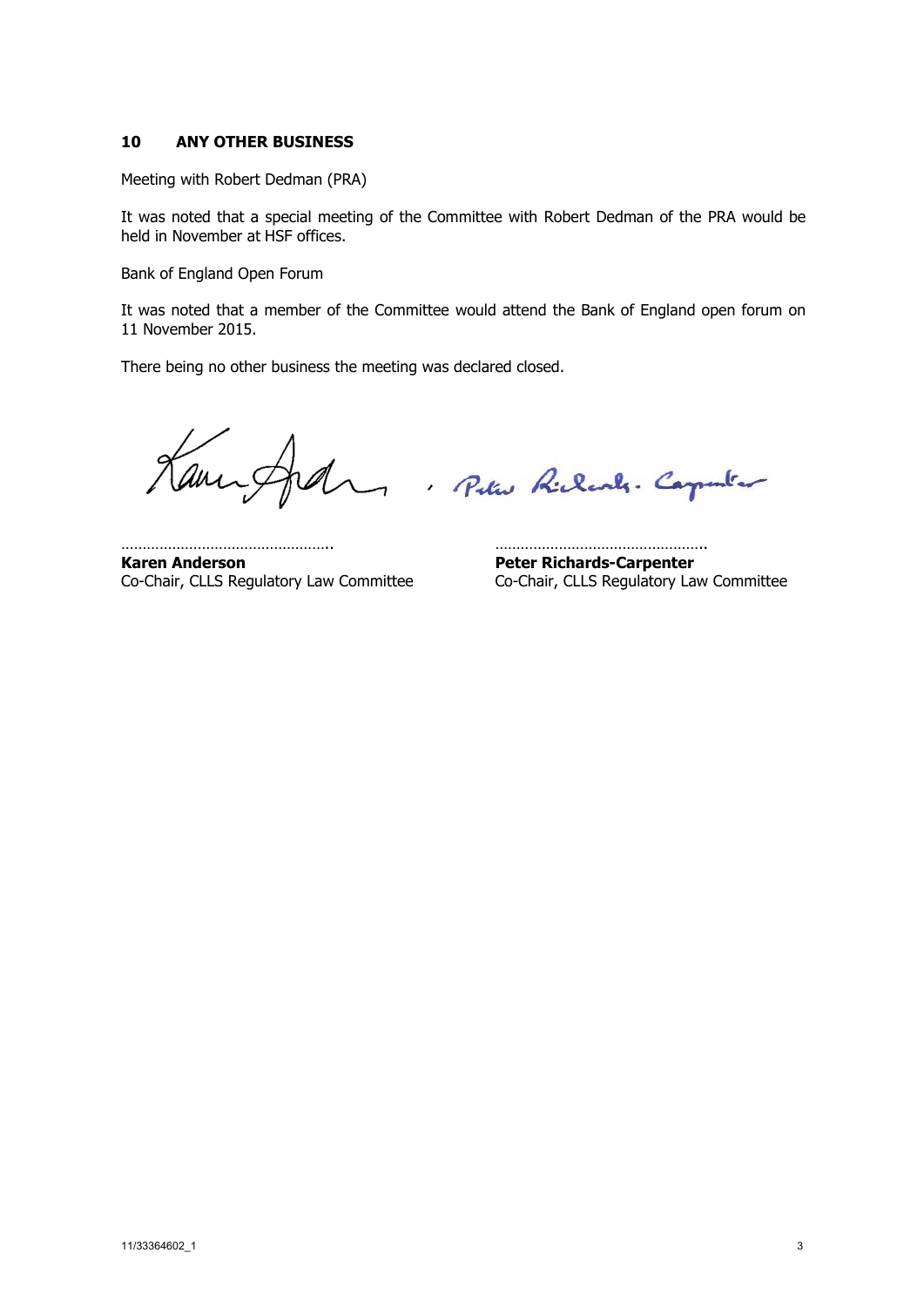## 10 ANY OTHER BUSINESS

Meeting with Robert Dedman (PRA)

It was noted that a special meeting of the Committee with Robert Dedman of the PRA would be held in November at HSF offices.

Bank of England Open Forum

It was noted that a member of the Committee would attend the Bank of England open forum on 11 November 2015.

There being no other business the meeting was declared closed.

| | |
|---|---|
| ………………………………………….. | ………………………………………….. |
| **Karen Anderson** | **Peter Richards-Carpenter** |
| Co-Chair, CLLS Regulatory Law Committee | Co-Chair, CLLS Regulatory Law Committee |

11/33364602_1